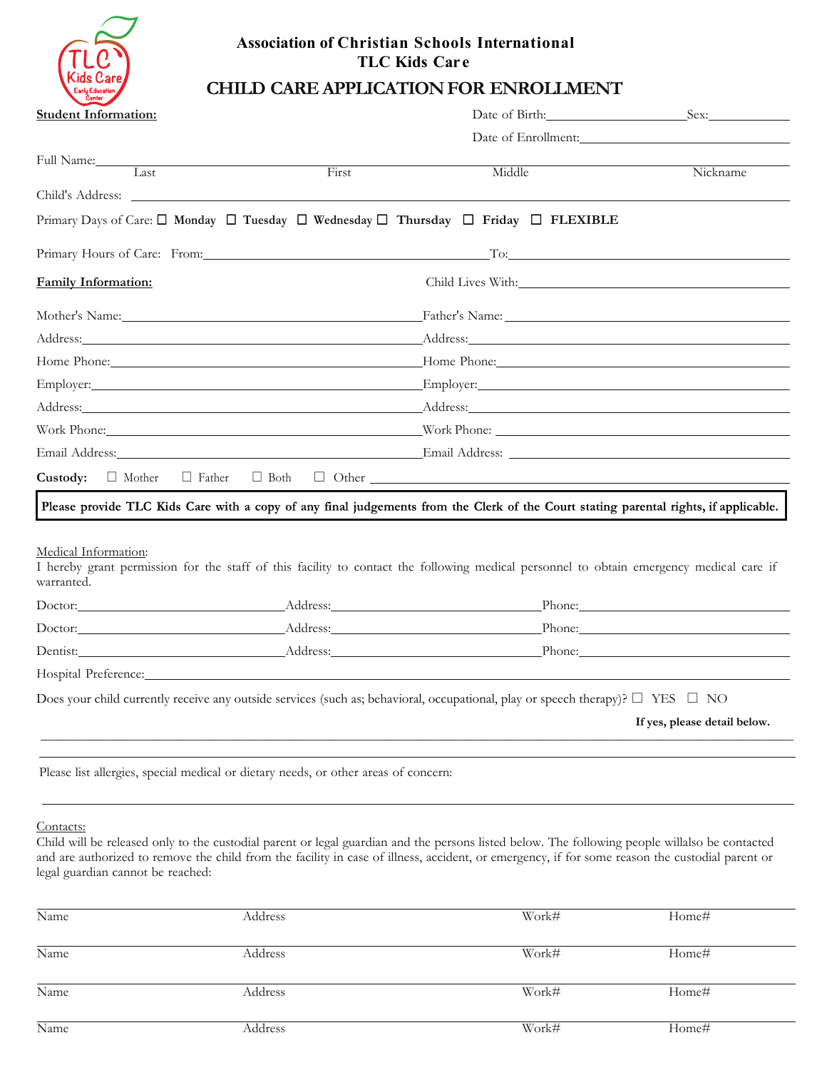**Association of Christian Schools International**
**TLC Kids Care**

# CHILD CARE APPLICATION FOR ENROLLMENT

**Student Information:**

Date of Birth:____________________ Sex:__________

Date of Enrollment:______________________________

Full Name:_______________________________________________________________________
Last First Middle Nickname

Child's Address: _________________________________________________________________

Primary Days of Care: ☐ **Monday** ☐ **Tuesday** ☐ **Wednesday** ☐ **Thursday** ☐ **Friday** ☐ **FLEXIBLE**

Primary Hours of Care: From:____________________________ To:____________________________

**Family Information:**

Child Lives With:______________________________

| | |
|---|---|
| Mother's Name: | Father's Name: |
| Address: | Address: |
| Home Phone: | Home Phone: |
| Employer: | Employer: |
| Address: | Address: |
| Work Phone: | Work Phone: |
| Email Address: | Email Address: |

**Custody:** ☐ Mother ☐ Father ☐ Both ☐ Other ______________________________

**Please provide TLC Kids Care with a copy of any final judgements from the Clerk of the Court stating parental rights, if applicable.**

Medical Information:

I hereby grant permission for the staff of this facility to contact the following medical personnel to obtain emergency medical care if warranted.

| | | |
|---|---|---|
| Doctor: | Address: | Phone: |
| Doctor: | Address: | Phone: |
| Dentist: | Address: | Phone: |

Hospital Preference:______________________________________________________________

Does your child currently receive any outside services (such as; behavioral, occupational, play or speech therapy)? ☐ YES ☐ NO

**If yes, please detail below.**

_____________________________________________________________________________

_____________________________________________________________________________

Please list allergies, special medical or dietary needs, or other areas of concern:

_____________________________________________________________________________

Contacts:

Child will be released only to the custodial parent or legal guardian and the persons listed below. The following people willalso be contacted and are authorized to remove the child from the facility in case of illness, accident, or emergency, if for some reason the custodial parent or legal guardian cannot be reached:

| Name | Address | Work# | Home# |
|---|---|---|---|
| Name | Address | Work# | Home# |
| Name | Address | Work# | Home# |
| Name | Address | Work# | Home# |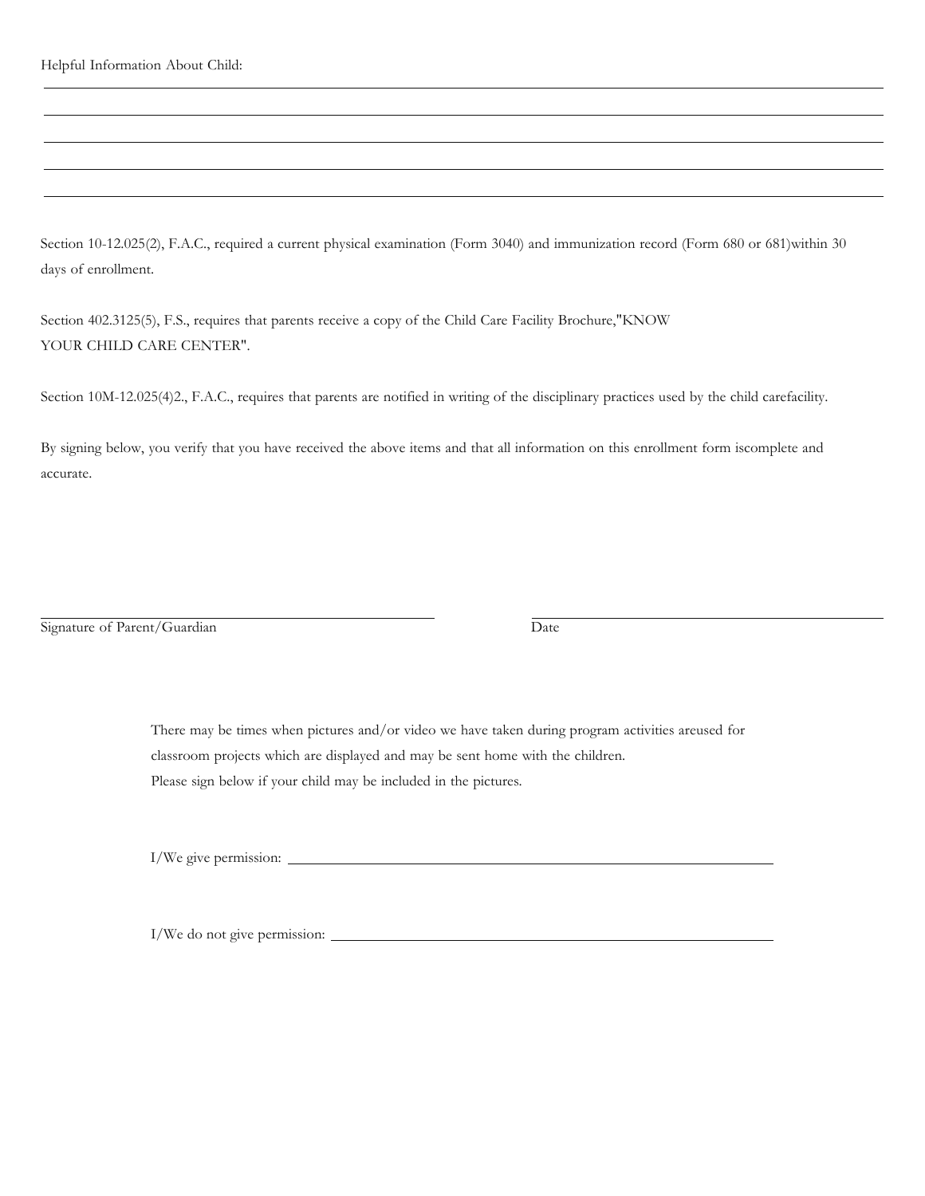Helpful Information About Child:

\_\_\_\_\_\_\_\_\_\_\_\_\_\_\_\_\_\_\_\_\_\_\_\_\_\_\_\_\_\_\_\_\_\_\_\_\_\_\_\_\_\_\_\_\_\_\_\_\_\_\_\_\_\_\_\_\_\_\_\_

\_\_\_\_\_\_\_\_\_\_\_\_\_\_\_\_\_\_\_\_\_\_\_\_\_\_\_\_\_\_\_\_\_\_\_\_\_\_\_\_\_\_\_\_\_\_\_\_\_\_\_\_\_\_\_\_\_\_\_\_

\_\_\_\_\_\_\_\_\_\_\_\_\_\_\_\_\_\_\_\_\_\_\_\_\_\_\_\_\_\_\_\_\_\_\_\_\_\_\_\_\_\_\_\_\_\_\_\_\_\_\_\_\_\_\_\_\_\_\_\_

\_\_\_\_\_\_\_\_\_\_\_\_\_\_\_\_\_\_\_\_\_\_\_\_\_\_\_\_\_\_\_\_\_\_\_\_\_\_\_\_\_\_\_\_\_\_\_\_\_\_\_\_\_\_\_\_\_\_\_\_

\_\_\_\_\_\_\_\_\_\_\_\_\_\_\_\_\_\_\_\_\_\_\_\_\_\_\_\_\_\_\_\_\_\_\_\_\_\_\_\_\_\_\_\_\_\_\_\_\_\_\_\_\_\_\_\_\_\_\_\_

Section 10-12.025(2), F.A.C., required a current physical examination (Form 3040) and immunization record (Form 680 or 681)within 30 days of enrollment.

Section 402.3125(5), F.S., requires that parents receive a copy of the Child Care Facility Brochure,"KNOW YOUR CHILD CARE CENTER".

Section 10M-12.025(4)2., F.A.C., requires that parents are notified in writing of the disciplinary practices used by the child carefacility.

By signing below, you verify that you have received the above items and that all information on this enrollment form iscomplete and accurate.

\_\_\_\_\_\_\_\_\_\_\_\_\_\_\_\_\_\_\_\_\_\_\_\_\_\_\_\_\_\_\_\_\_\_\_\_\_\_\_\_ \_\_\_\_\_\_\_\_\_\_\_\_\_\_\_\_\_\_\_\_\_\_\_\_\_\_\_\_\_\_\_\_\_\_\_\_

Signature of Parent/Guardian Date

There may be times when pictures and/or video we have taken during program activities areused for classroom projects which are displayed and may be sent home with the children.
Please sign below if your child may be included in the pictures.

I/We give permission: \_\_\_\_\_\_\_\_\_\_\_\_\_\_\_\_\_\_\_\_\_\_\_\_\_\_\_\_\_\_\_\_\_\_\_\_\_\_\_\_\_\_\_\_\_\_\_\_

I/We do not give permission: \_\_\_\_\_\_\_\_\_\_\_\_\_\_\_\_\_\_\_\_\_\_\_\_\_\_\_\_\_\_\_\_\_\_\_\_\_\_\_\_\_\_\_\_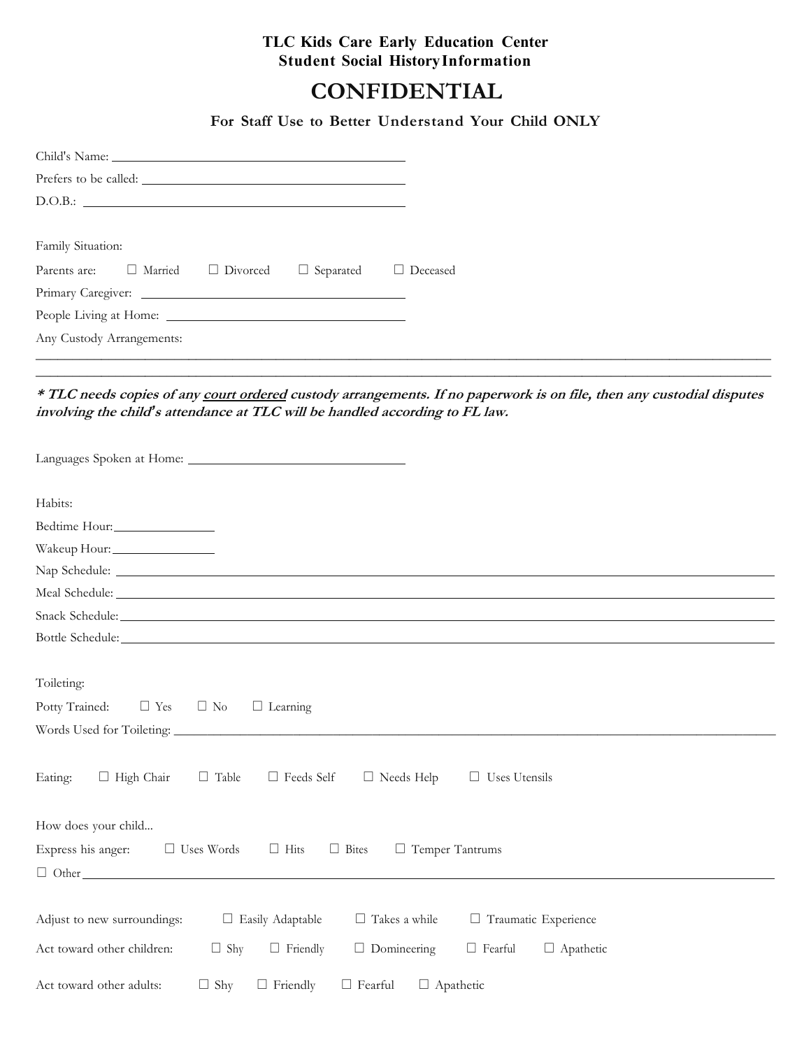**TLC Kids Care Early Education Center**
**Student Social History Information**

# CONFIDENTIAL

**For Staff Use to Better Understand Your Child ONLY**

Child's Name: ____________________

Prefers to be called: ____________________

D.O.B.: ____________________

Family Situation:

Parents are: ☐ Married ☐ Divorced ☐ Separated ☐ Deceased

Primary Caregiver: ____________________

People Living at Home: ____________________

Any Custody Arrangements:

______________________________________________________________________

______________________________________________________________________

***\* TLC needs copies of any court ordered custody arrangements. If no paperwork is on file, then any custodial disputes involving the child's attendance at TLC will be handled according to FL law.***

Languages Spoken at Home: ____________________

Habits:

Bedtime Hour: __________

Wakeup Hour: __________

Nap Schedule: ______________________________________________________________________

Meal Schedule: ______________________________________________________________________

Snack Schedule: ______________________________________________________________________

Bottle Schedule: ______________________________________________________________________

Toileting:

Potty Trained: ☐ Yes ☐ No ☐ Learning

Words Used for Toileting: ______________________________________________________________________

Eating: ☐ High Chair ☐ Table ☐ Feeds Self ☐ Needs Help ☐ Uses Utensils

How does your child...

Express his anger: ☐ Uses Words ☐ Hits ☐ Bites ☐ Temper Tantrums

☐ Other ______________________________________________________________________

Adjust to new surroundings: ☐ Easily Adaptable ☐ Takes a while ☐ Traumatic Experience

Act toward other children: ☐ Shy ☐ Friendly ☐ Domineering ☐ Fearful ☐ Apathetic

Act toward other adults: ☐ Shy ☐ Friendly ☐ Fearful ☐ Apathetic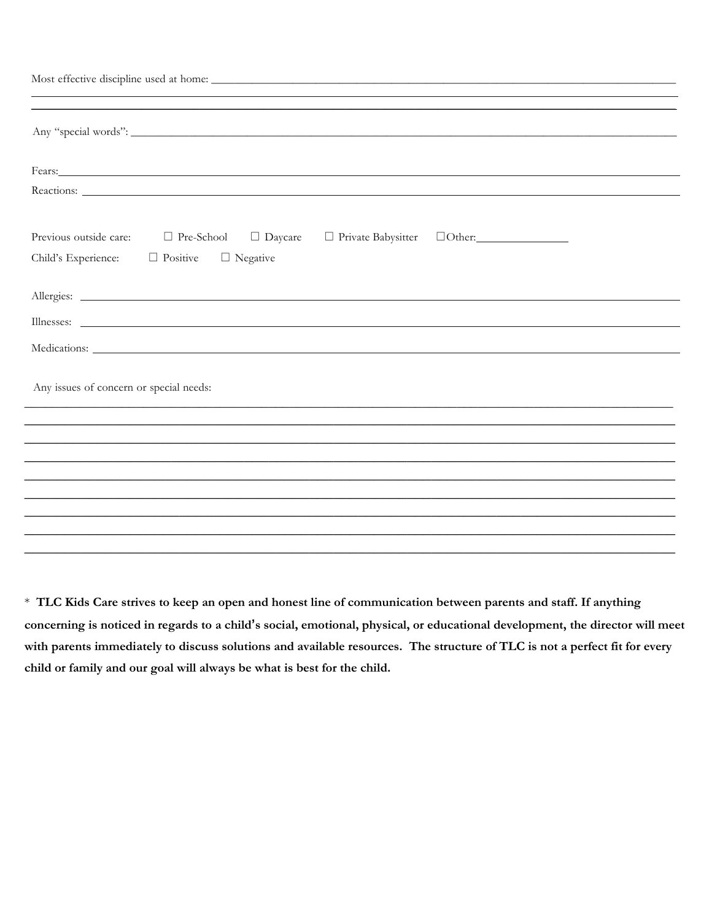Most effective discipline used at home: ______________________________________________________________________________

______________________________________________________________________________________________________

______________________________________________________________________________________________________

Any "special words": _____________________________________________________________________________________

Fears: _________________________________________________________________________________________________

Reactions: ______________________________________________________________________________________________

Previous outside care: ☐ Pre-School ☐ Daycare ☐ Private Babysitter ☐Other: ______________

Child's Experience: ☐ Positive ☐ Negative

Allergies: ______________________________________________________________________________________________

Illnesses: ______________________________________________________________________________________________

Medications: ____________________________________________________________________________________________

Any issues of concern or special needs:

______________________________________________________________________________________________________

______________________________________________________________________________________________________

______________________________________________________________________________________________________

______________________________________________________________________________________________________

______________________________________________________________________________________________________

______________________________________________________________________________________________________

______________________________________________________________________________________________________

______________________________________________________________________________________________________

______________________________________________________________________________________________________

\* **TLC Kids Care strives to keep an open and honest line of communication between parents and staff. If anything concerning is noticed in regards to a child's social, emotional, physical, or educational development, the director will meet with parents immediately to discuss solutions and available resources. The structure of TLC is not a perfect fit for every child or family and our goal will always be what is best for the child.**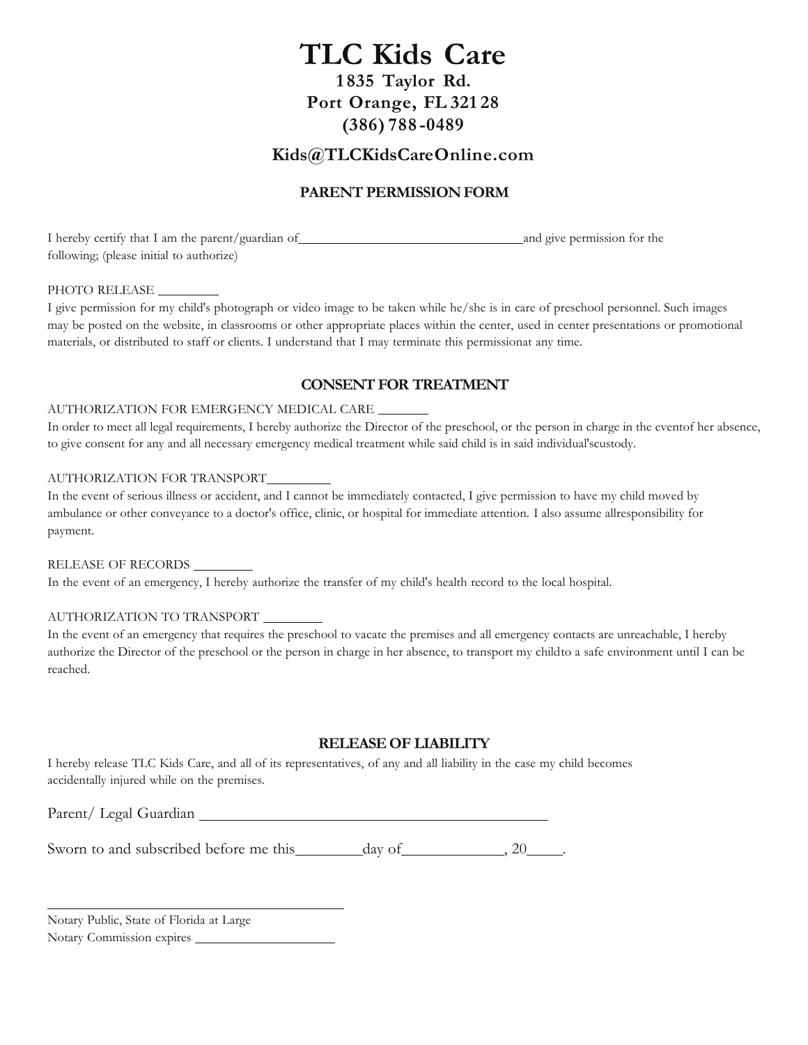# TLC Kids Care

**1835 Taylor Rd.**
**Port Orange, FL 32128**
**(386) 788-0489**

**Kids@TLCKidsCareOnline.com**

## PARENT PERMISSION FORM

I hereby certify that I am the parent/guardian of \_\_\_\_\_\_\_\_\_\_\_\_\_\_\_\_\_\_\_\_\_\_\_\_\_\_\_\_\_\_\_\_ and give permission for the following; (please initial to authorize)

PHOTO RELEASE \_\_\_\_\_\_\_\_\_

I give permission for my child's photograph or video image to be taken while he/she is in care of preschool personnel. Such images may be posted on the website, in classrooms or other appropriate places within the center, used in center presentations or promotional materials, or distributed to staff or clients. I understand that I may terminate this permissionat any time.

## CONSENT FOR TREATMENT

AUTHORIZATION FOR EMERGENCY MEDICAL CARE \_\_\_\_\_\_\_

In order to meet all legal requirements, I hereby authorize the Director of the preschool, or the person in charge in the eventof her absence, to give consent for any and all necessary emergency medical treatment while said child is in said individual'scustody.

AUTHORIZATION FOR TRANSPORT \_\_\_\_\_\_\_\_\_

In the event of serious illness or accident, and I cannot be immediately contacted, I give permission to have my child moved by ambulance or other conveyance to a doctor's office, clinic, or hospital for immediate attention. I also assume allresponsibility for payment.

RELEASE OF RECORDS \_\_\_\_\_\_\_\_\_

In the event of an emergency, I hereby authorize the transfer of my child's health record to the local hospital.

AUTHORIZATION TO TRANSPORT \_\_\_\_\_\_\_\_\_

In the event of an emergency that requires the preschool to vacate the premises and all emergency contacts are unreachable, I hereby authorize the Director of the preschool or the person in charge in her absence, to transport my childto a safe environment until I can be reached.

## RELEASE OF LIABILITY

I hereby release TLC Kids Care, and all of its representatives, of any and all liability in the case my child becomes accidentally injured while on the premises.

Parent/ Legal Guardian \_\_\_\_\_\_\_\_\_\_\_\_\_\_\_\_\_\_\_\_\_\_\_\_\_\_\_\_\_\_\_\_\_\_\_\_\_\_\_\_\_\_\_\_

Sworn to and subscribed before me this \_\_\_\_\_\_\_\_ day of \_\_\_\_\_\_\_\_\_\_\_\_\_, 20\_\_\_\_.

\_\_\_\_\_\_\_\_\_\_\_\_\_\_\_\_\_\_\_\_\_\_\_\_\_\_\_\_\_\_\_\_\_\_\_\_\_\_\_\_\_\_

Notary Public, State of Florida at Large

Notary Commission expires \_\_\_\_\_\_\_\_\_\_\_\_\_\_\_\_\_\_\_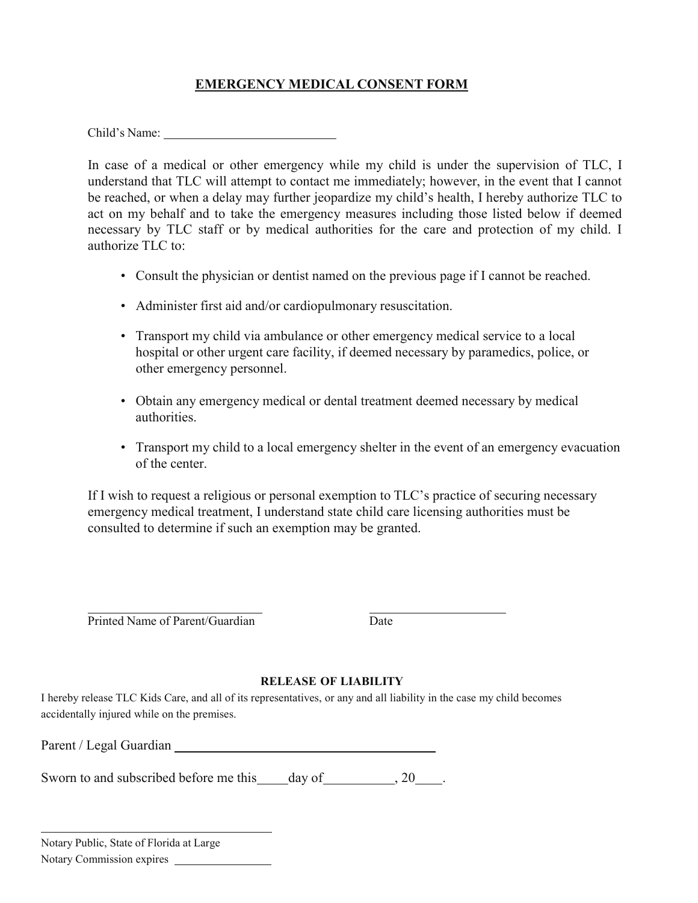## EMERGENCY MEDICAL CONSENT FORM

Child's Name: ___________________________

In case of a medical or other emergency while my child is under the supervision of TLC, I understand that TLC will attempt to contact me immediately; however, in the event that I cannot be reached, or when a delay may further jeopardize my child's health, I hereby authorize TLC to act on my behalf and to take the emergency measures including those listed below if deemed necessary by TLC staff or by medical authorities for the care and protection of my child. I authorize TLC to:

- Consult the physician or dentist named on the previous page if I cannot be reached.
- Administer first aid and/or cardiopulmonary resuscitation.
- Transport my child via ambulance or other emergency medical service to a local hospital or other urgent care facility, if deemed necessary by paramedics, police, or other emergency personnel.
- Obtain any emergency medical or dental treatment deemed necessary by medical authorities.
- Transport my child to a local emergency shelter in the event of an emergency evacuation of the center.

If I wish to request a religious or personal exemption to TLC's practice of securing necessary emergency medical treatment, I understand state child care licensing authorities must be consulted to determine if such an exemption may be granted.

_____________________________ _____________________

Printed Name of Parent/Guardian Date

**RELEASE OF LIABILITY**

I hereby release TLC Kids Care, and all of its representatives, or any and all liability in the case my child becomes accidentally injured while on the premises.

Parent / Legal Guardian ________________________________________

Sworn to and subscribed before me this_____day of___________, 20____.

________________________________________

Notary Public, State of Florida at Large

Notary Commission expires _________________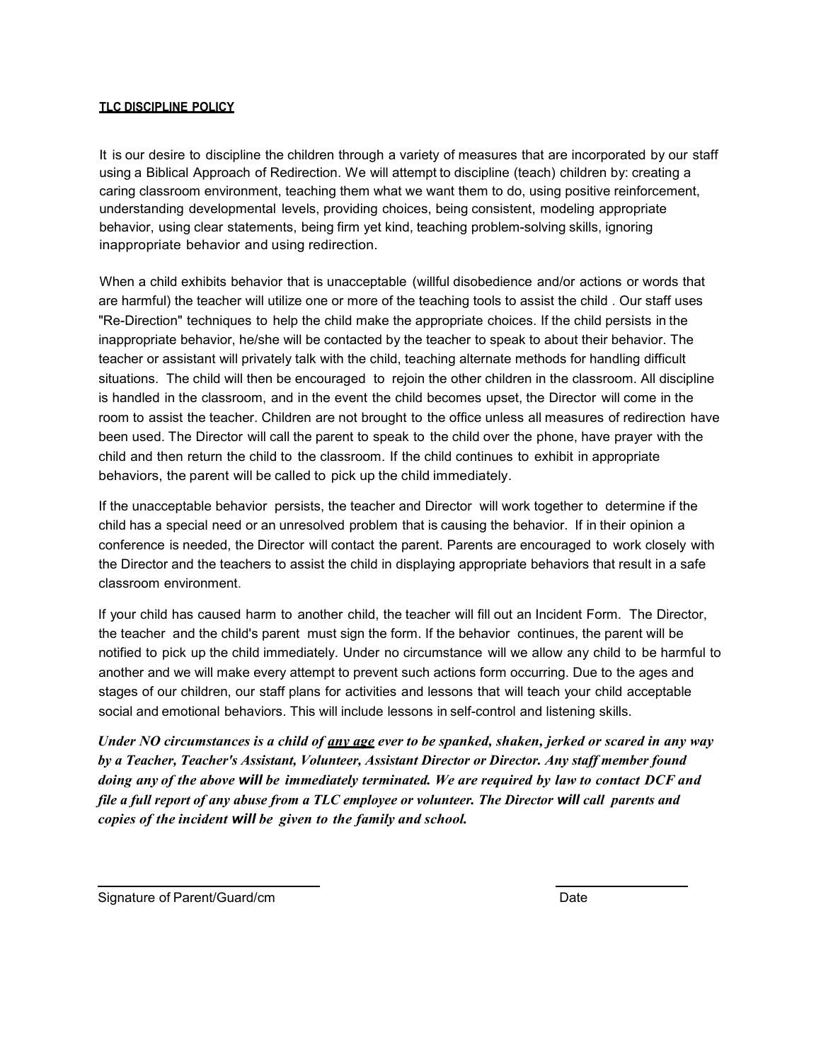**TLC DISCIPLINE POLICY**

It is our desire to discipline the children through a variety of measures that are incorporated by our staff using a Biblical Approach of Redirection. We will attempt to discipline (teach) children by: creating a caring classroom environment, teaching them what we want them to do, using positive reinforcement, understanding developmental levels, providing choices, being consistent, modeling appropriate behavior, using clear statements, being firm yet kind, teaching problem-solving skills, ignoring inappropriate behavior and using redirection.

When a child exhibits behavior that is unacceptable (willful disobedience and/or actions or words that are harmful) the teacher will utilize one or more of the teaching tools to assist the child . Our staff uses "Re-Direction" techniques to help the child make the appropriate choices. If the child persists in the inappropriate behavior, he/she will be contacted by the teacher to speak to about their behavior. The teacher or assistant will privately talk with the child, teaching alternate methods for handling difficult situations. The child will then be encouraged to rejoin the other children in the classroom. All discipline is handled in the classroom, and in the event the child becomes upset, the Director will come in the room to assist the teacher. Children are not brought to the office unless all measures of redirection have been used. The Director will call the parent to speak to the child over the phone, have prayer with the child and then return the child to the classroom. If the child continues to exhibit in appropriate behaviors, the parent will be called to pick up the child immediately.

If the unacceptable behavior persists, the teacher and Director will work together to determine if the child has a special need or an unresolved problem that is causing the behavior. If in their opinion a conference is needed, the Director will contact the parent. Parents are encouraged to work closely with the Director and the teachers to assist the child in displaying appropriate behaviors that result in a safe classroom environment.

If your child has caused harm to another child, the teacher will fill out an Incident Form. The Director, the teacher and the child's parent must sign the form. If the behavior continues, the parent will be notified to pick up the child immediately. Under no circumstance will we allow any child to be harmful to another and we will make every attempt to prevent such actions form occurring. Due to the ages and stages of our children, our staff plans for activities and lessons that will teach your child acceptable social and emotional behaviors. This will include lessons in self-control and listening skills.

***Under NO circumstances is a child of <u>any age</u> ever to be spanked, shaken, jerked or scared in any way by a Teacher, Teacher's Assistant, Volunteer, Assistant Director or Director. Any staff member found doing any of the above will be immediately terminated. We are required by law to contact DCF and file a full report of any abuse from a TLC employee or volunteer. The Director will call parents and copies of the incident will be given to the family and school.***

\_\_\_\_\_\_\_\_\_\_\_\_\_\_\_\_\_\_\_\_\_\_\_\_\_\_\_\_\_\_\_\_ \_\_\_\_\_\_\_\_\_\_\_\_\_\_\_\_\_\_\_\_

Signature of Parent/Guard/cm Date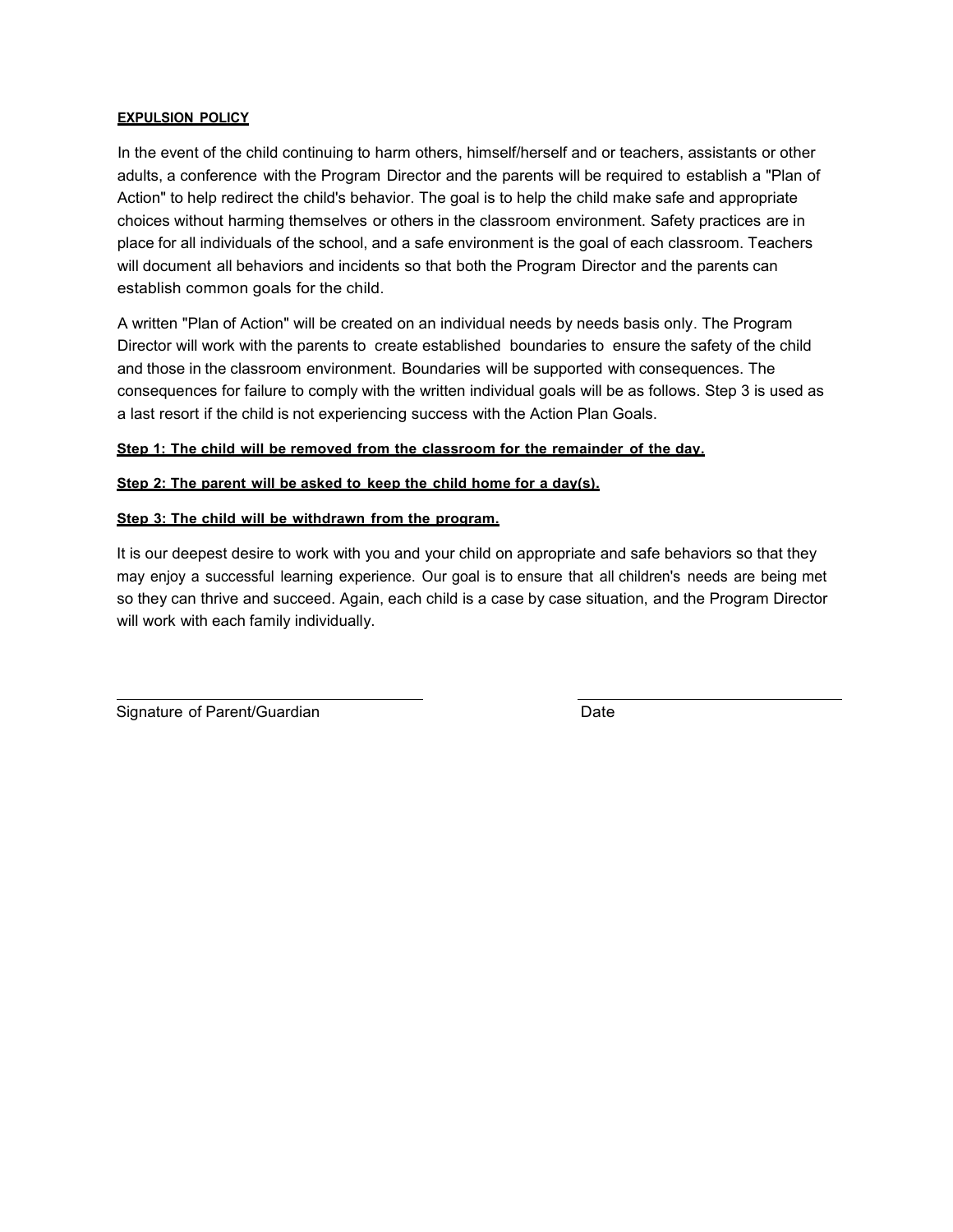**EXPULSION POLICY**

In the event of the child continuing to harm others, himself/herself and or teachers, assistants or other adults, a conference with the Program Director and the parents will be required to establish a "Plan of Action" to help redirect the child's behavior. The goal is to help the child make safe and appropriate choices without harming themselves or others in the classroom environment. Safety practices are in place for all individuals of the school, and a safe environment is the goal of each classroom. Teachers will document all behaviors and incidents so that both the Program Director and the parents can establish common goals for the child.

A written "Plan of Action" will be created on an individual needs by needs basis only. The Program Director will work with the parents to create established boundaries to ensure the safety of the child and those in the classroom environment. Boundaries will be supported with consequences. The consequences for failure to comply with the written individual goals will be as follows. Step 3 is used as a last resort if the child is not experiencing success with the Action Plan Goals.

**Step 1: The child will be removed from the classroom for the remainder of the day.**

**Step 2: The parent will be asked to keep the child home for a day(s).**

**Step 3: The child will be withdrawn from the program.**

It is our deepest desire to work with you and your child on appropriate and safe behaviors so that they may enjoy a successful learning experience. Our goal is to ensure that all children's needs are being met so they can thrive and succeed. Again, each child is a case by case situation, and the Program Director will work with each family individually.

\_\_\_\_\_\_\_\_\_\_\_\_\_\_\_\_\_\_\_\_\_\_\_\_\_\_\_\_\_\_\_\_ \_\_\_\_\_\_\_\_\_\_\_\_\_\_\_\_\_\_\_\_\_\_\_\_\_\_\_\_

Signature of Parent/Guardian Date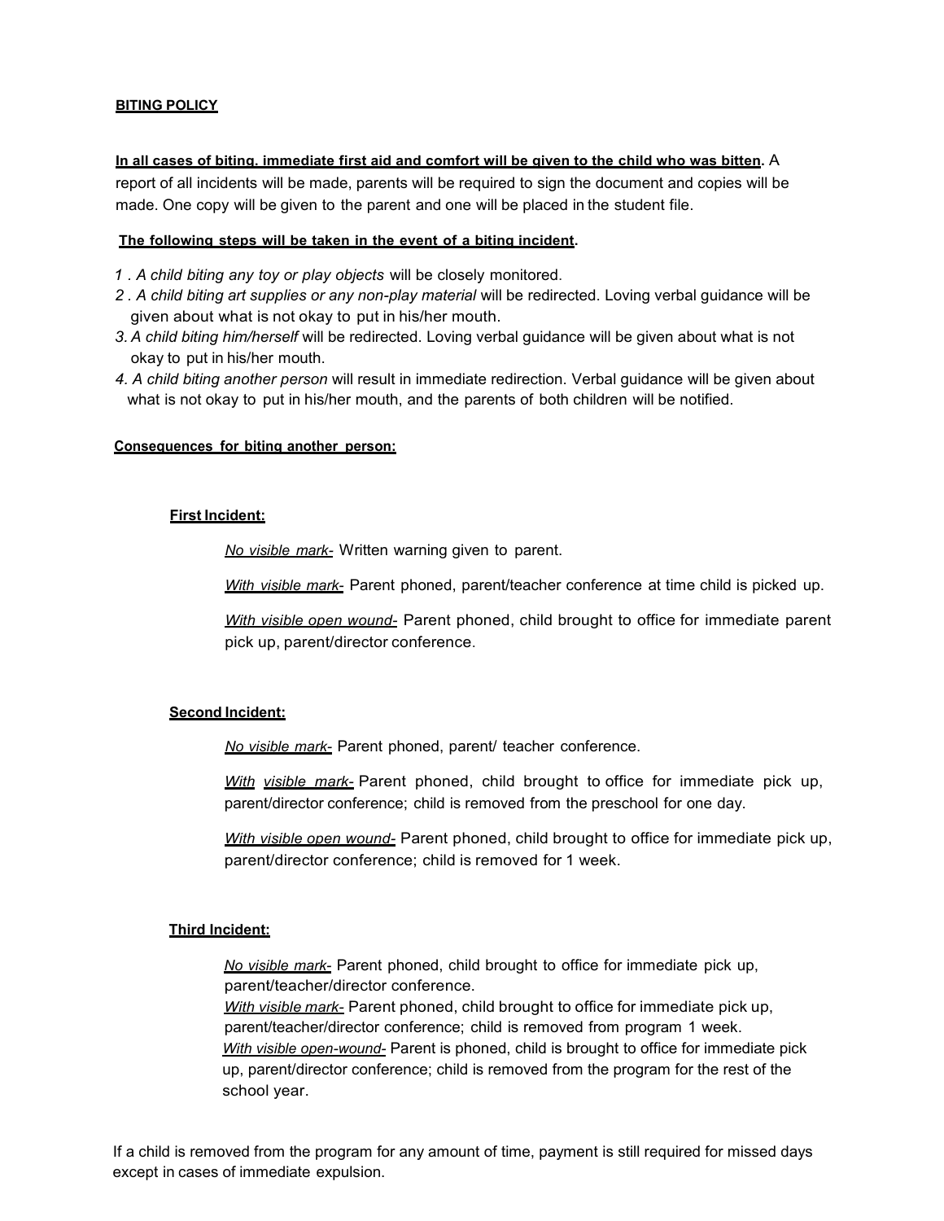## BITING POLICY

**In all cases of biting, immediate first aid and comfort will be given to the child who was bitten.** A report of all incidents will be made, parents will be required to sign the document and copies will be made. One copy will be given to the parent and one will be placed in the student file.

**The following steps will be taken in the event of a biting incident.**

1 . *A child biting any toy or play objects* will be closely monitored.
2 . *A child biting art supplies or any non-play material* will be redirected. Loving verbal guidance will be given about what is not okay to put in his/her mouth.
3. *A child biting him/herself* will be redirected. Loving verbal guidance will be given about what is not okay to put in his/her mouth.
4. *A child biting another person* will result in immediate redirection. Verbal guidance will be given about what is not okay to put in his/her mouth, and the parents of both children will be notified.

### Consequences for biting another person:

#### First Incident:

*No visible mark-* Written warning given to parent.

*With visible mark-* Parent phoned, parent/teacher conference at time child is picked up.

*With visible open wound-* Parent phoned, child brought to office for immediate parent pick up, parent/director conference.

#### Second Incident:

*No visible mark-* Parent phoned, parent/ teacher conference.

*With visible mark-* Parent phoned, child brought to office for immediate pick up, parent/director conference; child is removed from the preschool for one day.

*With visible open wound-* Parent phoned, child brought to office for immediate pick up, parent/director conference; child is removed for 1 week.

#### Third Incident:

*No visible mark-* Parent phoned, child brought to office for immediate pick up, parent/teacher/director conference.

*With visible mark-* Parent phoned, child brought to office for immediate pick up, parent/teacher/director conference; child is removed from program 1 week.

*With visible open-wound-* Parent is phoned, child is brought to office for immediate pick up, parent/director conference; child is removed from the program for the rest of the school year.

If a child is removed from the program for any amount of time, payment is still required for missed days except in cases of immediate expulsion.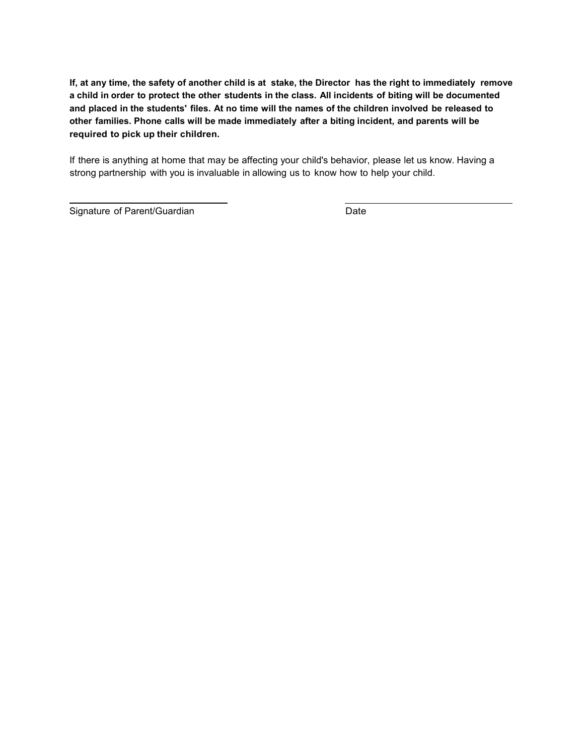**If, at any time, the safety of another child is at stake, the Director has the right to immediately remove a child in order to protect the other students in the class. All incidents of biting will be documented and placed in the students' files. At no time will the names of the children involved be released to other families. Phone calls will be made immediately after a biting incident, and parents will be required to pick up their children.**

If there is anything at home that may be affecting your child's behavior, please let us know. Having a strong partnership with you is invaluable in allowing us to know how to help your child.

\_\_\_\_\_\_\_\_\_\_\_\_\_\_\_\_\_\_\_\_\_\_\_\_\_\_\_\_\_\_\_\_ \_\_\_\_\_\_\_\_\_\_\_\_\_\_\_\_\_\_\_\_\_\_\_\_\_\_\_\_\_\_\_\_

Signature of Parent/Guardian Date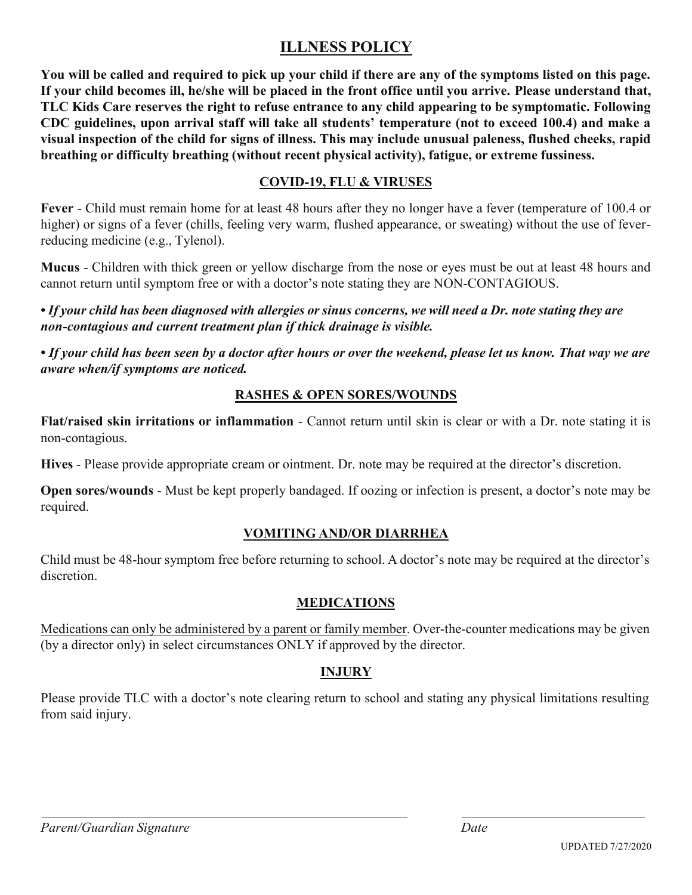# ILLNESS POLICY

**You will be called and required to pick up your child if there are any of the symptoms listed on this page. If your child becomes ill, he/she will be placed in the front office until you arrive. Please understand that, TLC Kids Care reserves the right to refuse entrance to any child appearing to be symptomatic. Following CDC guidelines, upon arrival staff will take all students' temperature (not to exceed 100.4) and make a visual inspection of the child for signs of illness. This may include unusual paleness, flushed cheeks, rapid breathing or difficulty breathing (without recent physical activity), fatigue, or extreme fussiness.**

## COVID-19, FLU & VIRUSES

**Fever** - Child must remain home for at least 48 hours after they no longer have a fever (temperature of 100.4 or higher) or signs of a fever (chills, feeling very warm, flushed appearance, or sweating) without the use of fever-reducing medicine (e.g., Tylenol).

**Mucus** - Children with thick green or yellow discharge from the nose or eyes must be out at least 48 hours and cannot return until symptom free or with a doctor's note stating they are NON-CONTAGIOUS.

***• If your child has been diagnosed with allergies or sinus concerns, we will need a Dr. note stating they are non-contagious and current treatment plan if thick drainage is visible.***

***• If your child has been seen by a doctor after hours or over the weekend, please let us know. That way we are aware when/if symptoms are noticed.***

## RASHES & OPEN SORES/WOUNDS

**Flat/raised skin irritations or inflammation** - Cannot return until skin is clear or with a Dr. note stating it is non-contagious.

**Hives** - Please provide appropriate cream or ointment. Dr. note may be required at the director's discretion.

**Open sores/wounds** - Must be kept properly bandaged. If oozing or infection is present, a doctor's note may be required.

## VOMITING AND/OR DIARRHEA

Child must be 48-hour symptom free before returning to school. A doctor's note may be required at the director's discretion.

## MEDICATIONS

Medications can only be administered by a parent or family member. Over-the-counter medications may be given (by a director only) in select circumstances ONLY if approved by the director.

## INJURY

Please provide TLC with a doctor's note clearing return to school and stating any physical limitations resulting from said injury.

_______________________________________ _______________________

*Parent/Guardian Signature* *Date*

UPDATED 7/27/2020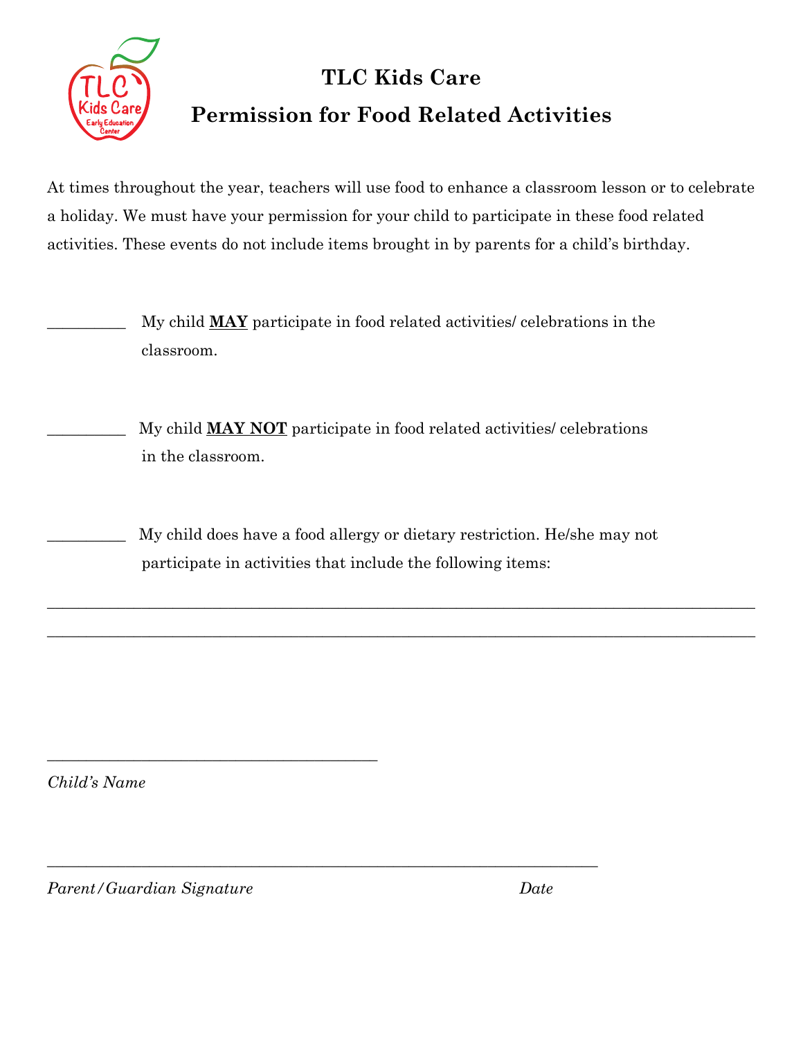# TLC Kids Care

## Permission for Food Related Activities

At times throughout the year, teachers will use food to enhance a classroom lesson or to celebrate a holiday. We must have your permission for your child to participate in these food related activities. These events do not include items brought in by parents for a child's birthday.

__________ My child **MAY** participate in food related activities/ celebrations in the classroom.

__________ My child **MAY NOT** participate in food related activities/ celebrations in the classroom.

__________ My child does have a food allergy or dietary restriction. He/she may not participate in activities that include the following items:

________________________________________________________________________________

________________________________________________________________________________

_____________________________________

*Child's Name*

______________________________________________________________

*Parent/Guardian Signature* *Date*